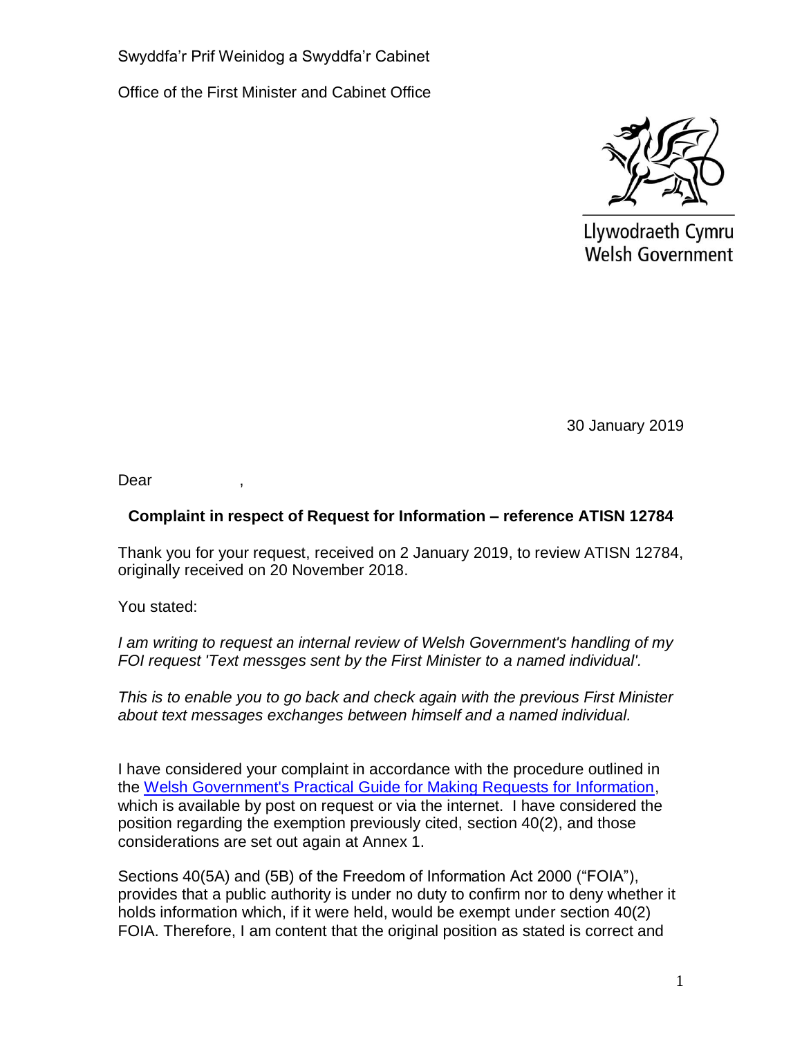Swyddfa'r Prif Weinidog a Swyddfa'r Cabinet

Office of the First Minister and Cabinet Office

Llywodraeth Cymru
Welsh Government

30 January 2019

Dear ,

**Complaint in respect of Request for Information – reference ATISN 12784**

Thank you for your request, received on 2 January 2019, to review ATISN 12784, originally received on 20 November 2018.

You stated:

*I am writing to request an internal review of Welsh Government's handling of my FOI request 'Text messges sent by the First Minister to a named individual'.*

*This is to enable you to go back and check again with the previous First Minister about text messages exchanges between himself and a named individual.*

I have considered your complaint in accordance with the procedure outlined in the [Welsh Government's Practical Guide for Making Requests for Information](), which is available by post on request or via the internet. I have considered the position regarding the exemption previously cited, section 40(2), and those considerations are set out again at Annex 1.

Sections 40(5A) and (5B) of the Freedom of Information Act 2000 ("FOIA"), provides that a public authority is under no duty to confirm nor to deny whether it holds information which, if it were held, would be exempt under section 40(2) FOIA. Therefore, I am content that the original position as stated is correct and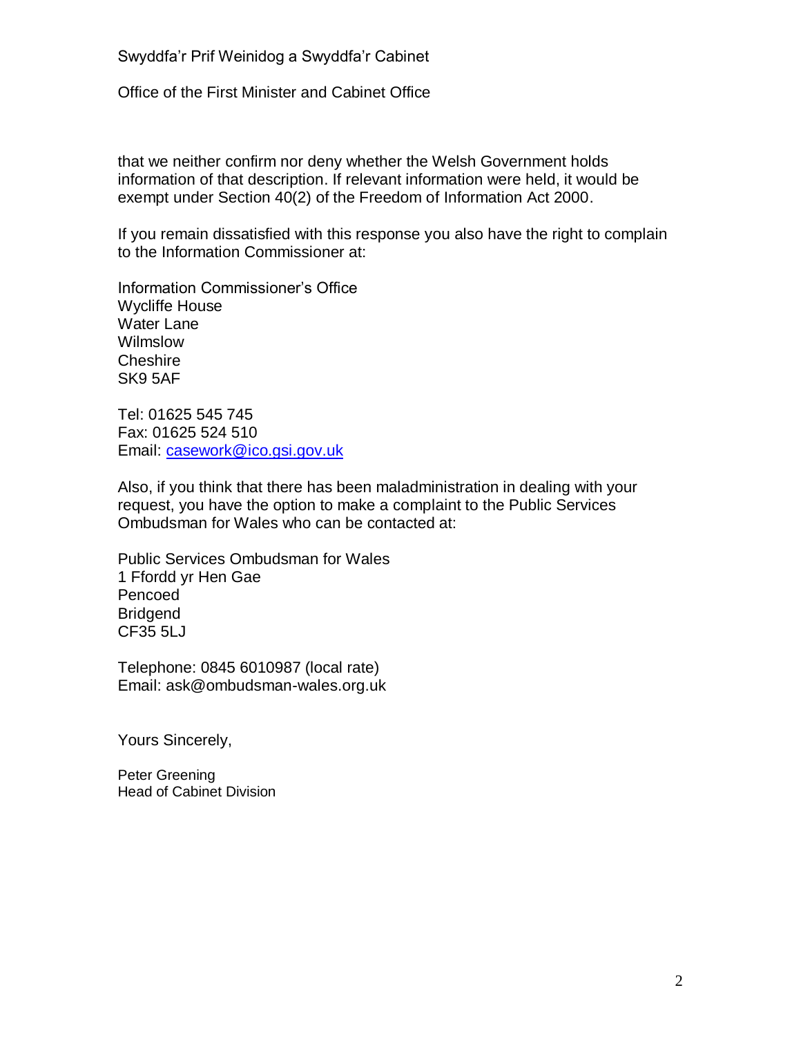Swyddfa'r Prif Weinidog a Swyddfa'r Cabinet

Office of the First Minister and Cabinet Office

that we neither confirm nor deny whether the Welsh Government holds information of that description. If relevant information were held, it would be exempt under Section 40(2) of the Freedom of Information Act 2000.

If you remain dissatisfied with this response you also have the right to complain to the Information Commissioner at:

Information Commissioner's Office
Wycliffe House
Water Lane
Wilmslow
Cheshire
SK9 5AF

Tel: 01625 545 745
Fax: 01625 524 510
Email: casework@ico.gsi.gov.uk

Also, if you think that there has been maladministration in dealing with your request, you have the option to make a complaint to the Public Services Ombudsman for Wales who can be contacted at:

Public Services Ombudsman for Wales
1 Ffordd yr Hen Gae
Pencoed
Bridgend
CF35 5LJ

Telephone: 0845 6010987 (local rate)
Email: ask@ombudsman-wales.org.uk

Yours Sincerely,

Peter Greening
Head of Cabinet Division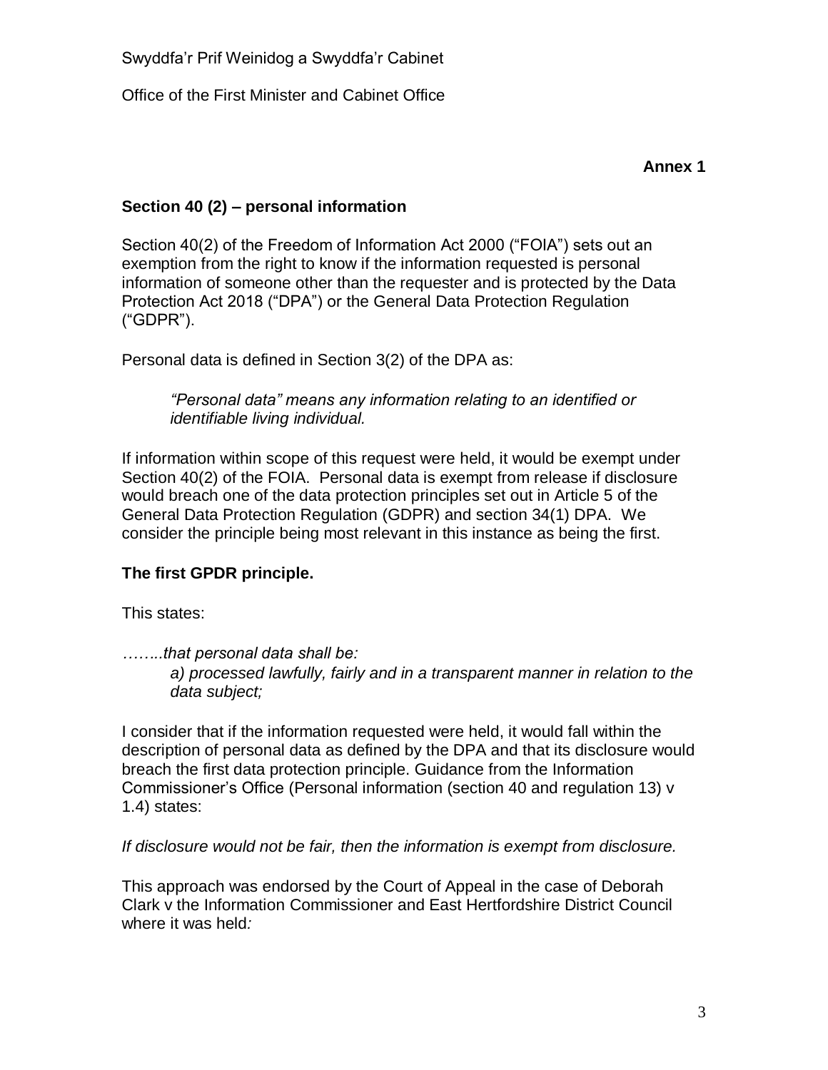Swyddfa'r Prif Weinidog a Swyddfa'r Cabinet

Office of the First Minister and Cabinet Office

**Annex 1**

## Section 40 (2) – personal information

Section 40(2) of the Freedom of Information Act 2000 ("FOIA") sets out an exemption from the right to know if the information requested is personal information of someone other than the requester and is protected by the Data Protection Act 2018 ("DPA") or the General Data Protection Regulation ("GDPR").

Personal data is defined in Section 3(2) of the DPA as:

> *"Personal data" means any information relating to an identified or identifiable living individual.*

If information within scope of this request were held, it would be exempt under Section 40(2) of the FOIA. Personal data is exempt from release if disclosure would breach one of the data protection principles set out in Article 5 of the General Data Protection Regulation (GDPR) and section 34(1) DPA. We consider the principle being most relevant in this instance as being the first.

## The first GPDR principle.

This states:

*……..that personal data shall be:*

> *a) processed lawfully, fairly and in a transparent manner in relation to the data subject;*

I consider that if the information requested were held, it would fall within the description of personal data as defined by the DPA and that its disclosure would breach the first data protection principle. Guidance from the Information Commissioner's Office (Personal information (section 40 and regulation 13) v 1.4) states:

*If disclosure would not be fair, then the information is exempt from disclosure.*

This approach was endorsed by the Court of Appeal in the case of Deborah Clark v the Information Commissioner and East Hertfordshire District Council where it was held*:*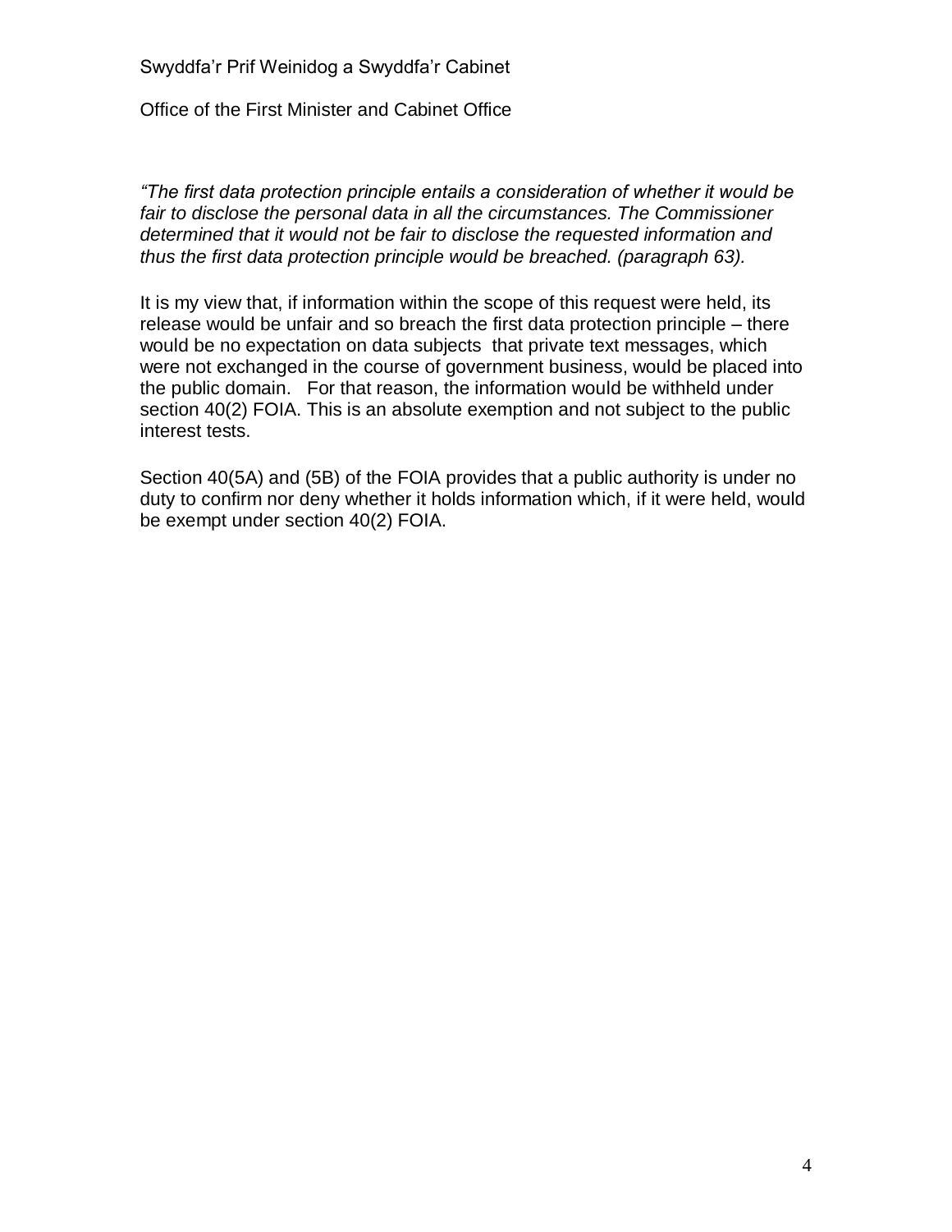*"The first data protection principle entails a consideration of whether it would be fair to disclose the personal data in all the circumstances. The Commissioner determined that it would not be fair to disclose the requested information and thus the first data protection principle would be breached. (paragraph 63).*

It is my view that, if information within the scope of this request were held, its release would be unfair and so breach the first data protection principle – there would be no expectation on data subjects that private text messages, which were not exchanged in the course of government business, would be placed into the public domain. For that reason, the information would be withheld under section 40(2) FOIA. This is an absolute exemption and not subject to the public interest tests.

Section 40(5A) and (5B) of the FOIA provides that a public authority is under no duty to confirm nor deny whether it holds information which, if it were held, would be exempt under section 40(2) FOIA.